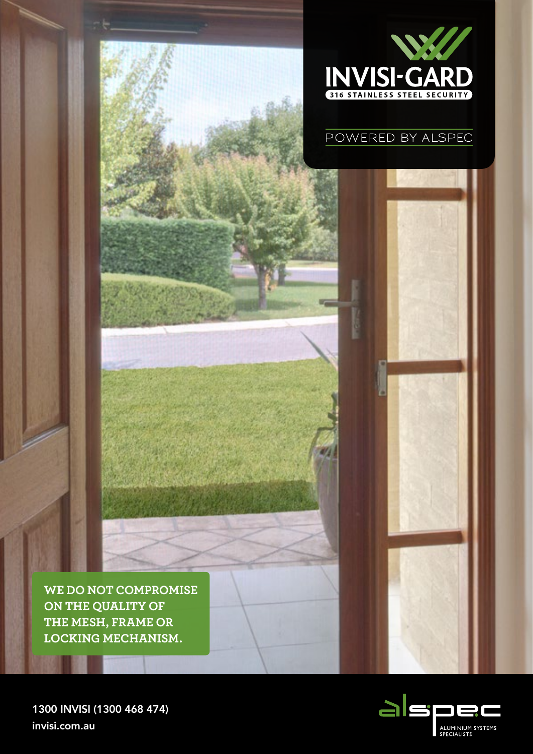# INVISI-GARD

316 STAINLESS STEEL SECURITY

POWERED BY ALSPEC

**WE DO NOT COMPROMISE ON THE QUALITY OF THE MESH, FRAME OR LOCKING MECHANISM.**

1300 INVISI (1300 468 474)

invisi.com.au

alspec

ALUMINIUM SYSTEMS SPECIALISTS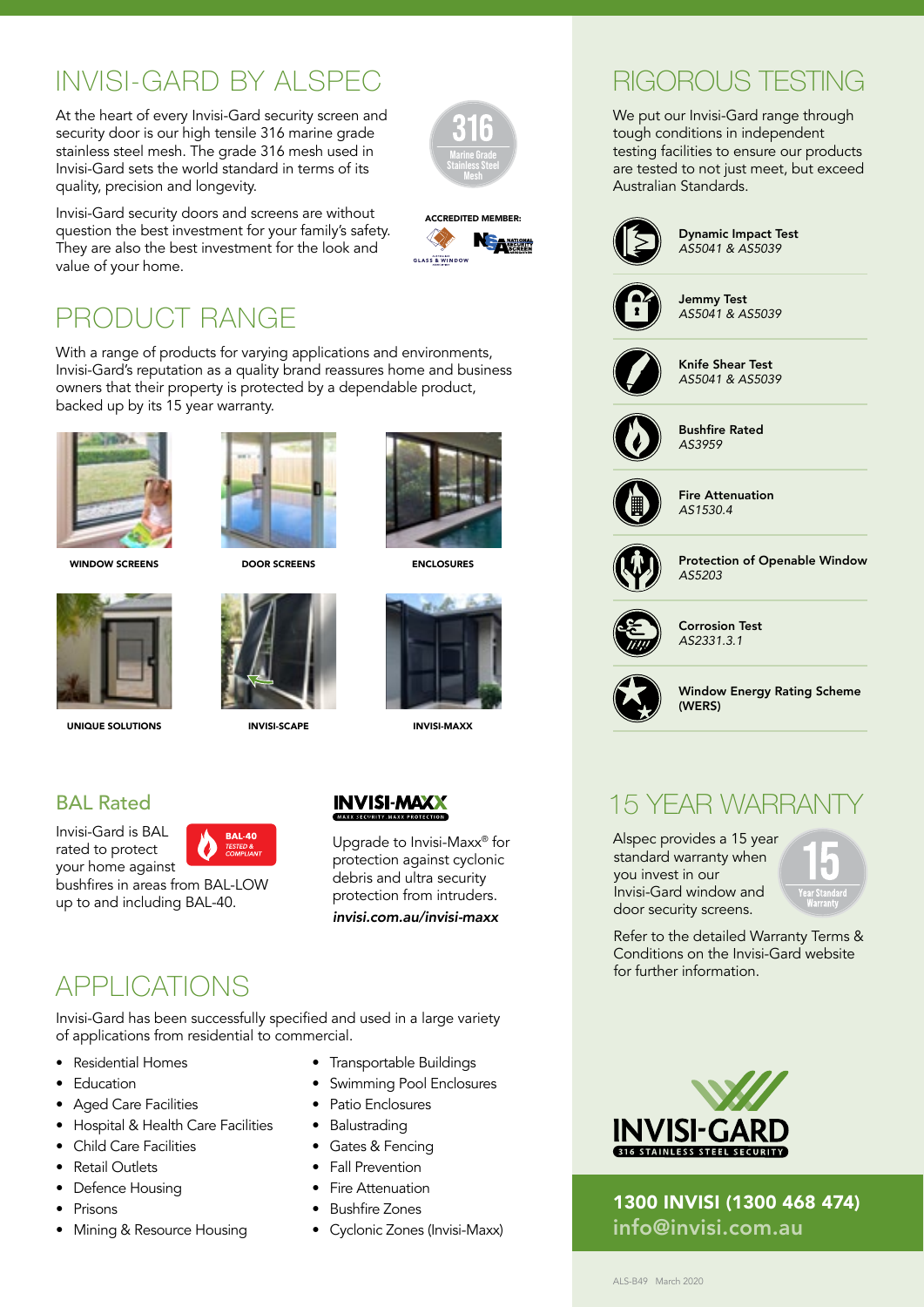# INVISI-GARD BY ALSPEC

At the heart of every Invisi-Gard security screen and security door is our high tensile 316 marine grade stainless steel mesh. The grade 316 mesh used in Invisi-Gard sets the world standard in terms of its quality, precision and longevity.

Invisi-Gard security doors and screens are without question the best investment for your family's safety. They are also the best investment for the look and value of your home.

316 Marine Grade Stainless Steel Mesh

ACCREDITED MEMBER:

## PRODUCT RANGE

With a range of products for varying applications and environments, Invisi-Gard's reputation as a quality brand reassures home and business owners that their property is protected by a dependable product, backed up by its 15 year warranty.

WINDOW SCREENS

DOOR SCREENS

ENCLOSURES

UNIQUE SOLUTIONS

INVISI-SCAPE

INVISI-MAXX

### BAL Rated

Invisi-Gard is BAL rated to protect your home against bushfires in areas from BAL-LOW up to and including BAL-40.

BAL-40 TESTED & COMPLIANT

### INVISI-MAXX

MAXX SECURITY. MAXX PROTECTION

Upgrade to Invisi-Maxx® for protection against cyclonic debris and ultra security protection from intruders.

*invisi.com.au/invisi-maxx*

## APPLICATIONS

Invisi-Gard has been successfully specified and used in a large variety of applications from residential to commercial.

- Residential Homes
- Education
- Aged Care Facilities
- Hospital & Health Care Facilities
- Child Care Facilities
- Retail Outlets
- Defence Housing
- Prisons
- Mining & Resource Housing
- Transportable Buildings
- Swimming Pool Enclosures
- Patio Enclosures
- Balustrading
- Gates & Fencing
- Fall Prevention
- Fire Attenuation
- Bushfire Zones
- Cyclonic Zones (Invisi-Maxx)

## RIGOROUS TESTING

We put our Invisi-Gard range through tough conditions in independent testing facilities to ensure our products are tested to not just meet, but exceed Australian Standards.

**Dynamic Impact Test**
*AS5041 & AS5039*

**Jemmy Test**
*AS5041 & AS5039*

**Knife Shear Test**
*AS5041 & AS5039*

**Bushfire Rated**
*AS3959*

**Fire Attenuation**
*AS1530.4*

**Protection of Openable Window**
*AS5203*

**Corrosion Test**
*AS2331.3.1*

**Window Energy Rating Scheme (WERS)**

## 15 YEAR WARRANTY

Alspec provides a 15 year standard warranty when you invest in our Invisi-Gard window and door security screens.

15 Year Standard Warranty

Refer to the detailed Warranty Terms & Conditions on the Invisi-Gard website for further information.

INVISI-GARD
316 STAINLESS STEEL SECURITY

**1300 INVISI (1300 468 474)**
**info@invisi.com.au**

ALS-B49 March 2020